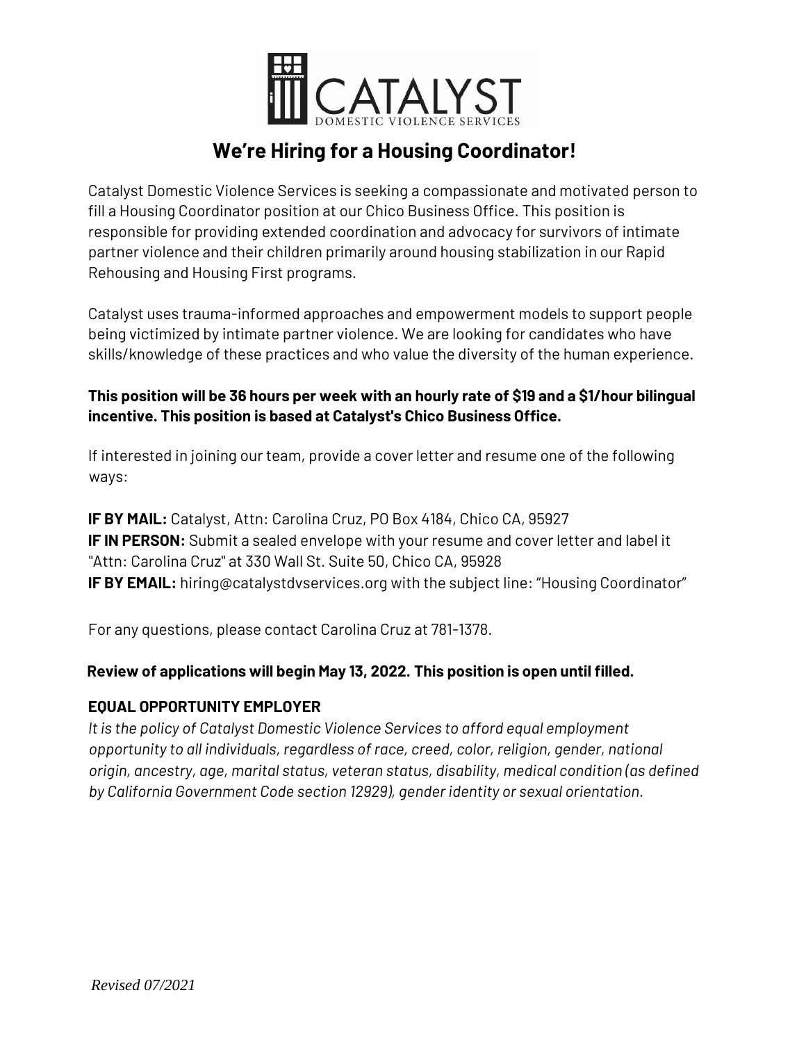# We're Hiring for a Housing Coordinator!

Catalyst Domestic Violence Services is seeking a compassionate and motivated person to fill a Housing Coordinator position at our Chico Business Office. This position is responsible for providing extended coordination and advocacy for survivors of intimate partner violence and their children primarily around housing stabilization in our Rapid Rehousing and Housing First programs.

Catalyst uses trauma-informed approaches and empowerment models to support people being victimized by intimate partner violence. We are looking for candidates who have skills/knowledge of these practices and who value the diversity of the human experience.

**This position will be 36 hours per week with an hourly rate of $19 and a $1/hour bilingual incentive. This position is based at Catalyst's Chico Business Office.**

If interested in joining our team, provide a cover letter and resume one of the following ways:

**IF BY MAIL:** Catalyst, Attn: Carolina Cruz, PO Box 4184, Chico CA, 95927
**IF IN PERSON:** Submit a sealed envelope with your resume and cover letter and label it "Attn: Carolina Cruz" at 330 Wall St. Suite 50, Chico CA, 95928
**IF BY EMAIL:** hiring@catalystdvservices.org with the subject line: "Housing Coordinator"

For any questions, please contact Carolina Cruz at 781-1378.

**Review of applications will begin May 13, 2022. This position is open until filled.**

**EQUAL OPPORTUNITY EMPLOYER**

*It is the policy of Catalyst Domestic Violence Services to afford equal employment opportunity to all individuals, regardless of race, creed, color, religion, gender, national origin, ancestry, age, marital status, veteran status, disability, medical condition (as defined by California Government Code section 12929), gender identity or sexual orientation.*

*Revised 07/2021*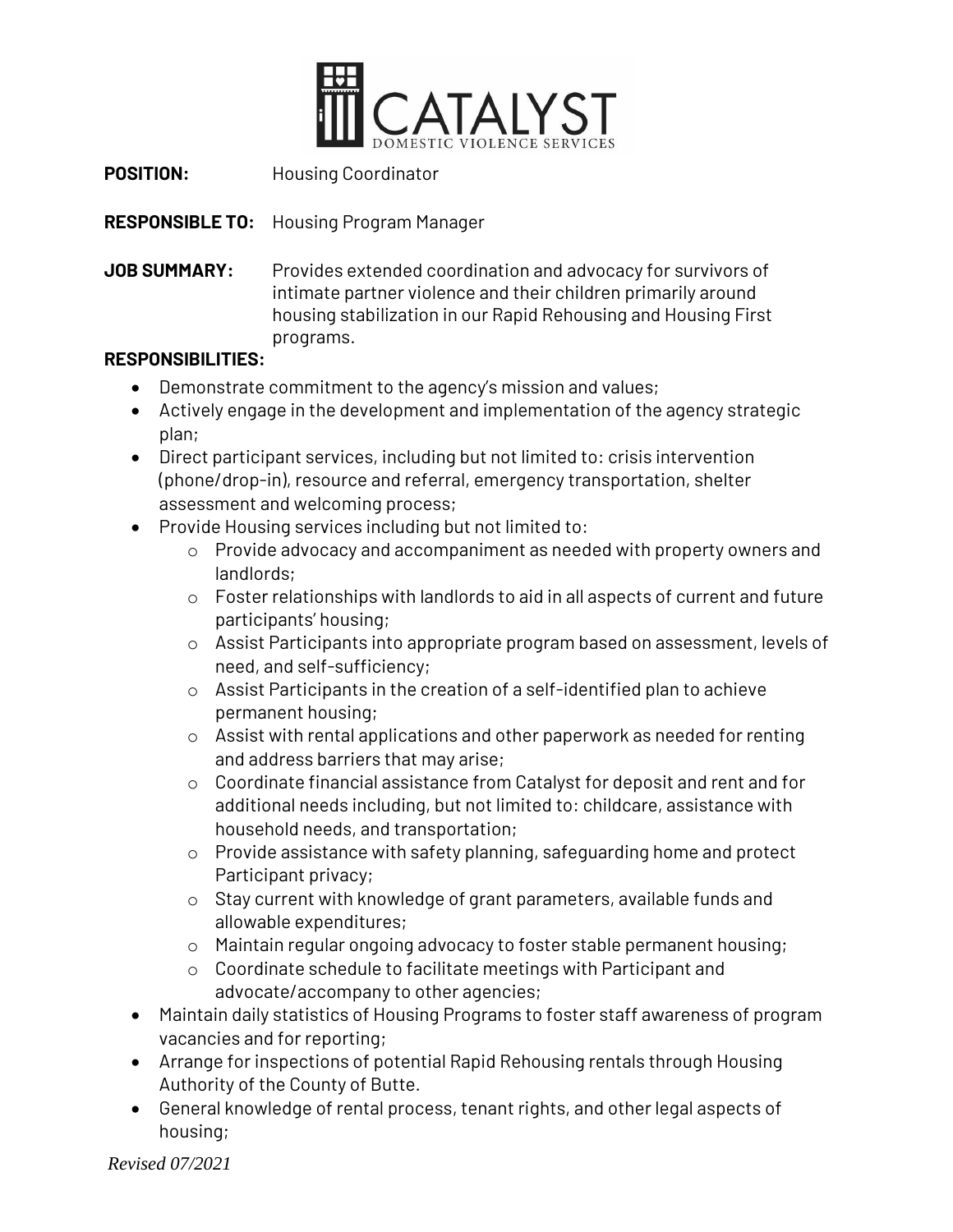**POSITION:** Housing Coordinator

**RESPONSIBLE TO:** Housing Program Manager

**JOB SUMMARY:** Provides extended coordination and advocacy for survivors of intimate partner violence and their children primarily around housing stabilization in our Rapid Rehousing and Housing First programs.

**RESPONSIBILITIES:**

- Demonstrate commitment to the agency's mission and values;
- Actively engage in the development and implementation of the agency strategic plan;
- Direct participant services, including but not limited to: crisis intervention (phone/drop-in), resource and referral, emergency transportation, shelter assessment and welcoming process;
- Provide Housing services including but not limited to:
  - Provide advocacy and accompaniment as needed with property owners and landlords;
  - Foster relationships with landlords to aid in all aspects of current and future participants' housing;
  - Assist Participants into appropriate program based on assessment, levels of need, and self-sufficiency;
  - Assist Participants in the creation of a self-identified plan to achieve permanent housing;
  - Assist with rental applications and other paperwork as needed for renting and address barriers that may arise;
  - Coordinate financial assistance from Catalyst for deposit and rent and for additional needs including, but not limited to: childcare, assistance with household needs, and transportation;
  - Provide assistance with safety planning, safeguarding home and protect Participant privacy;
  - Stay current with knowledge of grant parameters, available funds and allowable expenditures;
  - Maintain regular ongoing advocacy to foster stable permanent housing;
  - Coordinate schedule to facilitate meetings with Participant and advocate/accompany to other agencies;
- Maintain daily statistics of Housing Programs to foster staff awareness of program vacancies and for reporting;
- Arrange for inspections of potential Rapid Rehousing rentals through Housing Authority of the County of Butte.
- General knowledge of rental process, tenant rights, and other legal aspects of housing;

*Revised 07/2021*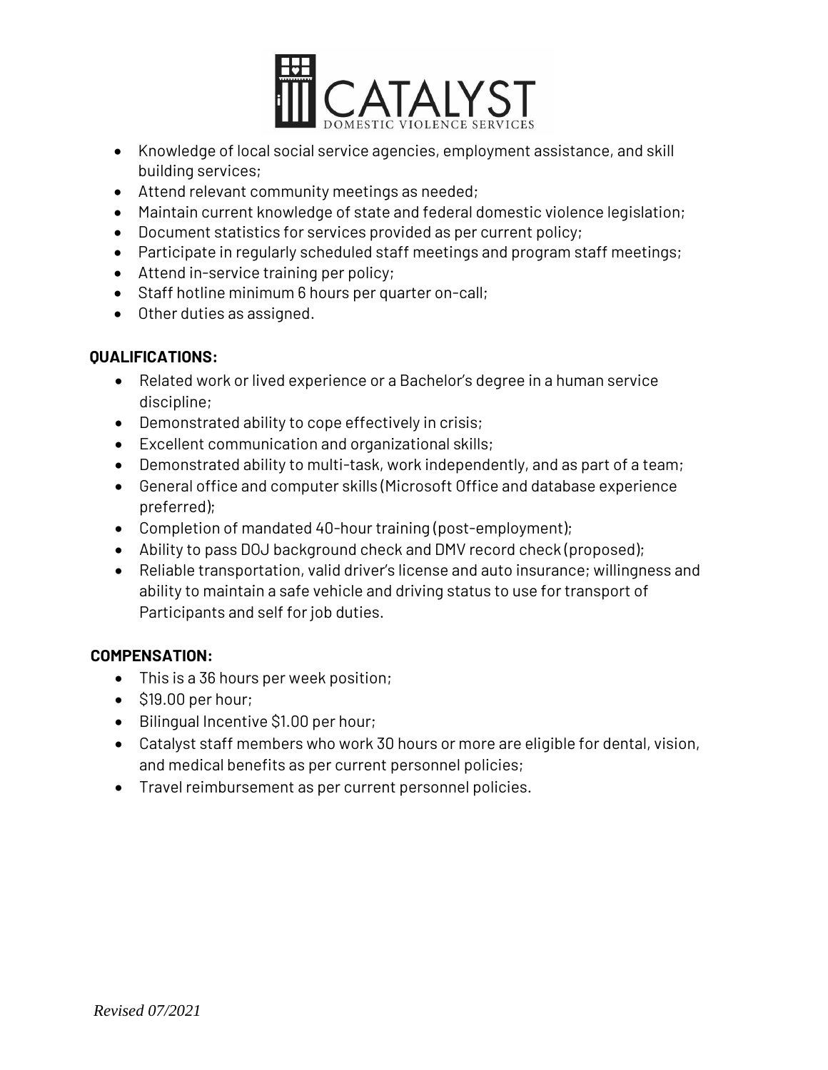- Knowledge of local social service agencies, employment assistance, and skill building services;
- Attend relevant community meetings as needed;
- Maintain current knowledge of state and federal domestic violence legislation;
- Document statistics for services provided as per current policy;
- Participate in regularly scheduled staff meetings and program staff meetings;
- Attend in-service training per policy;
- Staff hotline minimum 6 hours per quarter on-call;
- Other duties as assigned.

**QUALIFICATIONS:**

- Related work or lived experience or a Bachelor's degree in a human service discipline;
- Demonstrated ability to cope effectively in crisis;
- Excellent communication and organizational skills;
- Demonstrated ability to multi-task, work independently, and as part of a team;
- General office and computer skills (Microsoft Office and database experience preferred);
- Completion of mandated 40-hour training (post-employment);
- Ability to pass DOJ background check and DMV record check (proposed);
- Reliable transportation, valid driver's license and auto insurance; willingness and ability to maintain a safe vehicle and driving status to use for transport of Participants and self for job duties.

**COMPENSATION:**

- This is a 36 hours per week position;
- $19.00 per hour;
- Bilingual Incentive $1.00 per hour;
- Catalyst staff members who work 30 hours or more are eligible for dental, vision, and medical benefits as per current personnel policies;
- Travel reimbursement as per current personnel policies.

*Revised 07/2021*